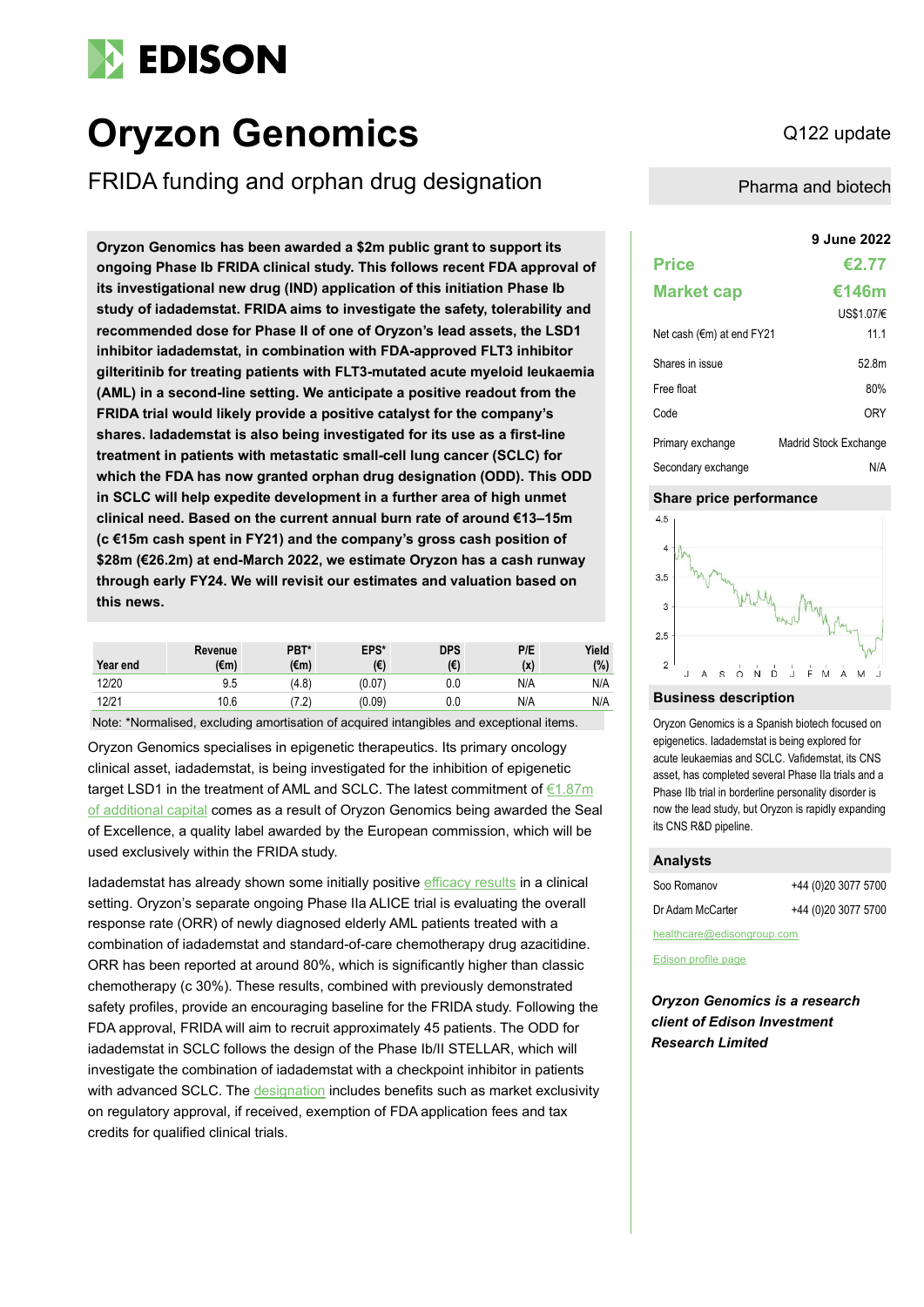# EDISON

# Oryzon Genomics

## FRIDA funding and orphan drug designation

Q122 update

Pharma and biotech

**Oryzon Genomics has been awarded a $2m public grant to support its ongoing Phase Ib FRIDA clinical study. This follows recent FDA approval of its investigational new drug (IND) application of this initiation Phase Ib study of iadademstat. FRIDA aims to investigate the safety, tolerability and recommended dose for Phase II of one of Oryzon's lead assets, the LSD1 inhibitor iadademstat, in combination with FDA-approved FLT3 inhibitor gilteritinib for treating patients with FLT3-mutated acute myeloid leukaemia (AML) in a second-line setting. We anticipate a positive readout from the FRIDA trial would likely provide a positive catalyst for the company's shares. Iadademstat is also being investigated for its use as a first-line treatment in patients with metastatic small-cell lung cancer (SCLC) for which the FDA has now granted orphan drug designation (ODD). This ODD in SCLC will help expedite development in a further area of high unmet clinical need. Based on the current annual burn rate of around €13–15m (c €15m cash spent in FY21) and the company's gross cash position of $28m (€26.2m) at end-March 2022, we estimate Oryzon has a cash runway through early FY24. We will revisit our estimates and valuation based on this news.**

| Year end | Revenue (€m) | PBT* (€m) | EPS* (€) | DPS (€) | P/E (x) | Yield (%) |
|---|---|---|---|---|---|---|
| 12/20 | 9.5 | (4.8) | (0.07) | 0.0 | N/A | N/A |
| 12/21 | 10.6 | (7.2) | (0.09) | 0.0 | N/A | N/A |

Note: *Normalised, excluding amortisation of acquired intangibles and exceptional items.

Oryzon Genomics specialises in epigenetic therapeutics. Its primary oncology clinical asset, iadademstat, is being investigated for the inhibition of epigenetic target LSD1 in the treatment of AML and SCLC. The latest commitment of €1.87m of additional capital comes as a result of Oryzon Genomics being awarded the Seal of Excellence, a quality label awarded by the European commission, which will be used exclusively within the FRIDA study.

Iadademstat has already shown some initially positive efficacy results in a clinical setting. Oryzon's separate ongoing Phase IIa ALICE trial is evaluating the overall response rate (ORR) of newly diagnosed elderly AML patients treated with a combination of iadademstat and standard-of-care chemotherapy drug azacitidine. ORR has been reported at around 80%, which is significantly higher than classic chemotherapy (c 30%). These results, combined with previously demonstrated safety profiles, provide an encouraging baseline for the FRIDA study. Following the FDA approval, FRIDA will aim to recruit approximately 45 patients. The ODD for iadademstat in SCLC follows the design of the Phase Ib/II STELLAR, which will investigate the combination of iadademstat with a checkpoint inhibitor in patients with advanced SCLC. The designation includes benefits such as market exclusivity on regulatory approval, if received, exemption of FDA application fees and tax credits for qualified clinical trials.

| | 9 June 2022 |
|---|---|
| **Price** | **€2.77** |
| **Market cap** | **€146m** |
| | US$1.07/€ |
| Net cash (€m) at end FY21 | 11.1 |
| Shares in issue | 52.8m |
| Free float | 80% |
| Code | ORY |
| Primary exchange | Madrid Stock Exchange |
| Secondary exchange | N/A |

### Share price performance

4.5
4
3.5
3
2.5
2
J A S O N D J F M A M J

### Business description

Oryzon Genomics is a Spanish biotech focused on epigenetics. Iadademstat is being explored for acute leukaemias and SCLC. Vafidemstat, its CNS asset, has completed several Phase IIa trials and a Phase IIb trial in borderline personality disorder is now the lead study, but Oryzon is rapidly expanding its CNS R&D pipeline.

### Analysts

Soo Romanov +44 (0)20 3077 5700

Dr Adam McCarter +44 (0)20 3077 5700

healthcare@edisongroup.com

Edison profile page

***Oryzon Genomics is a research client of Edison Investment Research Limited***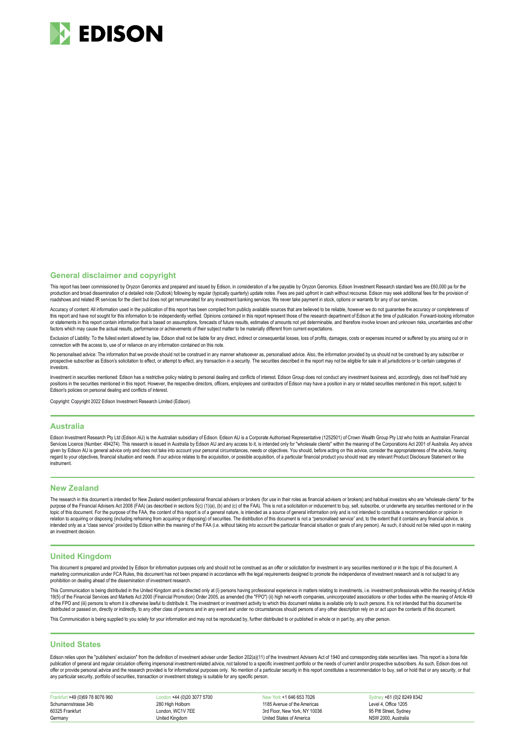# EDISON

## General disclaimer and copyright

This report has been commissioned by Oryzon Genomics and prepared and issued by Edison, in consideration of a fee payable by Oryzon Genomics. Edison Investment Research standard fees are £60,000 pa for the production and broad dissemination of a detailed note (Outlook) following by regular (typically quarterly) update notes. Fees are paid upfront in cash without recourse. Edison may seek additional fees for the provision of roadshows and related IR services for the client but does not get remunerated for any investment banking services. We never take payment in stock, options or warrants for any of our services.

Accuracy of content: All information used in the publication of this report has been compiled from publicly available sources that are believed to be reliable, however we do not guarantee the accuracy or completeness of this report and have not sought for this information to be independently verified. Opinions contained in this report represent those of the research department of Edison at the time of publication. Forward-looking information or statements in this report contain information that is based on assumptions, forecasts of future results, estimates of amounts not yet determinable, and therefore involve known and unknown risks, uncertainties and other factors which may cause the actual results, performance or achievements of their subject matter to be materially different from current expectations.

Exclusion of Liability: To the fullest extent allowed by law, Edison shall not be liable for any direct, indirect or consequential losses, loss of profits, damages, costs or expenses incurred or suffered by you arising out or in connection with the access to, use of or reliance on any information contained on this note.

No personalised advice: The information that we provide should not be construed in any manner whatsoever as, personalised advice. Also, the information provided by us should not be construed by any subscriber or prospective subscriber as Edison's solicitation to effect, or attempt to effect, any transaction in a security. The securities described in the report may not be eligible for sale in all jurisdictions or to certain categories of investors.

Investment in securities mentioned: Edison has a restrictive policy relating to personal dealing and conflicts of interest. Edison Group does not conduct any investment business and, accordingly, does not itself hold any positions in the securities mentioned in this report. However, the respective directors, officers, employees and contractors of Edison may have a position in any or related securities mentioned in this report, subject to Edison's policies on personal dealing and conflicts of interest.

Copyright: Copyright 2022 Edison Investment Research Limited (Edison).

## Australia

Edison Investment Research Pty Ltd (Edison AU) is the Australian subsidiary of Edison. Edison AU is a Corporate Authorised Representative (1252501) of Crown Wealth Group Pty Ltd who holds an Australian Financial Services Licence (Number: 494274). This research is issued in Australia by Edison AU and any access to it, is intended only for "wholesale clients" within the meaning of the Corporations Act 2001 of Australia. Any advice given by Edison AU is general advice only and does not take into account your personal circumstances, needs or objectives. You should, before acting on this advice, consider the appropriateness of the advice, having regard to your objectives, financial situation and needs. If our advice relates to the acquisition, or possible acquisition, of a particular financial product you should read any relevant Product Disclosure Statement or like instrument.

## New Zealand

The research in this document is intended for New Zealand resident professional financial advisers or brokers (for use in their roles as financial advisers or brokers) and habitual investors who are "wholesale clients" for the purpose of the Financial Advisers Act 2008 (FAA) (as described in sections 5(c) (1)(a), (b) and (c) of the FAA). This is not a solicitation or inducement to buy, sell, subscribe, or underwrite any securities mentioned or in the topic of this document. For the purpose of the FAA, the content of this report is of a general nature, is intended as a source of general information only and is not intended to constitute a recommendation or opinion in relation to acquiring or disposing (including refraining from acquiring or disposing) of securities. The distribution of this document is not a "personalised service" and, to the extent that it contains any financial advice, is intended only as a "class service" provided by Edison within the meaning of the FAA (i.e. without taking into account the particular financial situation or goals of any person). As such, it should not be relied upon in making an investment decision.

## United Kingdom

This document is prepared and provided by Edison for information purposes only and should not be construed as an offer or solicitation for investment in any securities mentioned or in the topic of this document. A marketing communication under FCA Rules, this document has not been prepared in accordance with the legal requirements designed to promote the independence of investment research and is not subject to any prohibition on dealing ahead of the dissemination of investment research.

This Communication is being distributed in the United Kingdom and is directed only at (i) persons having professional experience in matters relating to investments, i.e. investment professionals within the meaning of Article 19(5) of the Financial Services and Markets Act 2000 (Financial Promotion) Order 2005, as amended (the "FPO") (ii) high net-worth companies, unincorporated associations or other bodies within the meaning of Article 49 of the FPO and (iii) persons to whom it is otherwise lawful to distribute it. The investment or investment activity to which this document relates is available only to such persons. It is not intended that this document be distributed or passed on, directly or indirectly, to any other class of persons and in any event and under no circumstances should persons of any other description rely on or act upon the contents of this document.

This Communication is being supplied to you solely for your information and may not be reproduced by, further distributed to or published in whole or in part by, any other person.

## United States

Edison relies upon the "publishers' exclusion" from the definition of investment adviser under Section 202(a)(11) of the Investment Advisers Act of 1940 and corresponding state securities laws. This report is a bona fide publication of general and regular circulation offering impersonal investment-related advice, not tailored to a specific investment portfolio or the needs of current and/or prospective subscribers. As such, Edison does not offer or provide personal advice and the research provided is for informational purposes only. No mention of a particular security in this report constitutes a recommendation to buy, sell or hold that or any security, or that any particular security, portfolio of securities, transaction or investment strategy is suitable for any specific person.

| | | | |
|---|---|---|---|
| Frankfurt +49 (0)69 78 8076 960 | London +44 (0)20 3077 5700 | New York +1 646 653 7026 | Sydney +61 (0)2 8249 8342 |
| Schumannstrasse 34b | 280 High Holborn | 1185 Avenue of the Americas | Level 4, Office 1205 |
| 60325 Frankfurt | London, WC1V 7EE | 3rd Floor, New York, NY 10036 | 95 Pitt Street, Sydney |
| Germany | United Kingdom | United States of America | NSW 2000, Australia |